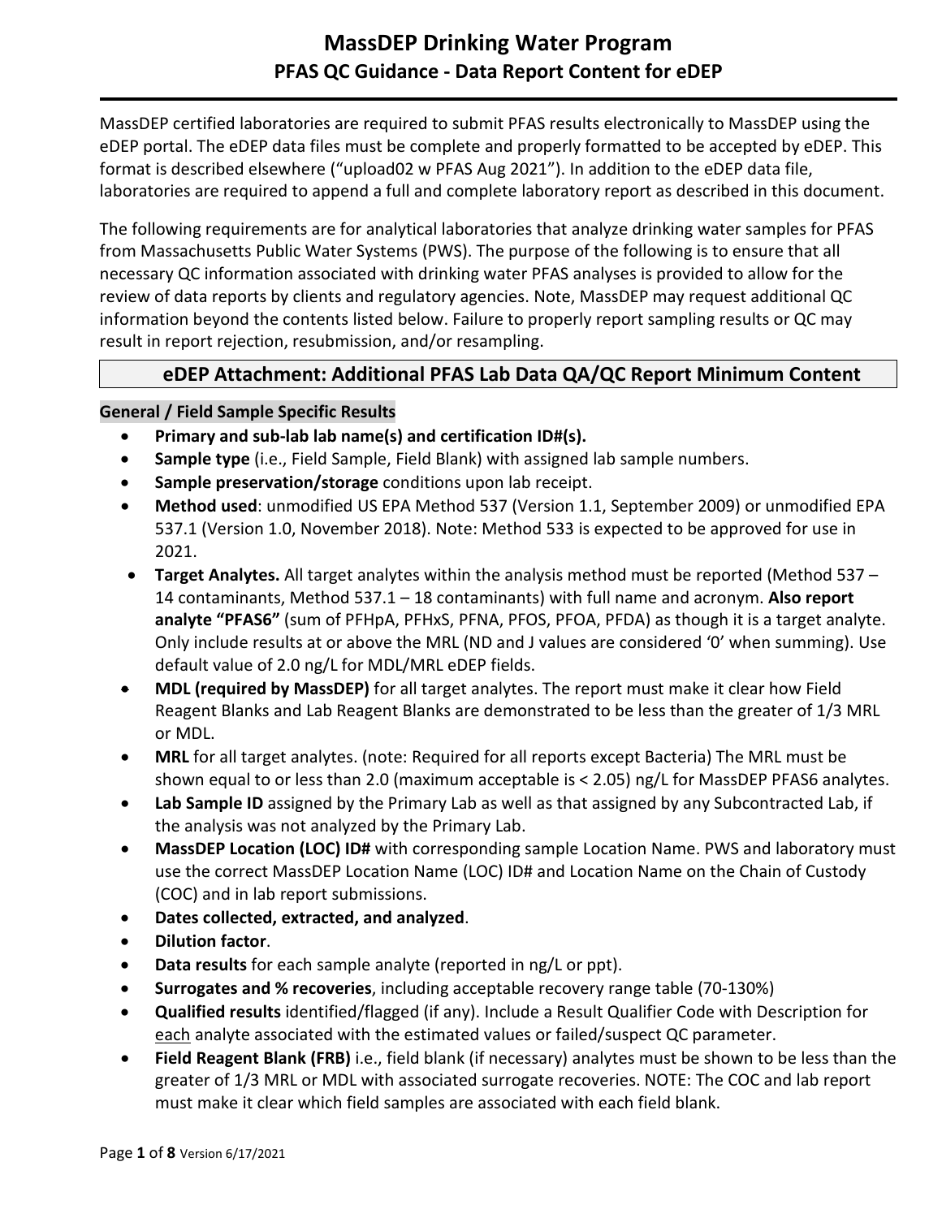# MassDEP Drinking Water Program

## PFAS QC Guidance - Data Report Content for eDEP

MassDEP certified laboratories are required to submit PFAS results electronically to MassDEP using the eDEP portal. The eDEP data files must be complete and properly formatted to be accepted by eDEP. This format is described elsewhere ("upload02 w PFAS Aug 2021"). In addition to the eDEP data file, laboratories are required to append a full and complete laboratory report as described in this document.

The following requirements are for analytical laboratories that analyze drinking water samples for PFAS from Massachusetts Public Water Systems (PWS). The purpose of the following is to ensure that all necessary QC information associated with drinking water PFAS analyses is provided to allow for the review of data reports by clients and regulatory agencies. Note, MassDEP may request additional QC information beyond the contents listed below. Failure to properly report sampling results or QC may result in report rejection, resubmission, and/or resampling.

## eDEP Attachment: Additional PFAS Lab Data QA/QC Report Minimum Content

### General / Field Sample Specific Results

- **Primary and sub-lab lab name(s) and certification ID#(s).**
- **Sample type** (i.e., Field Sample, Field Blank) with assigned lab sample numbers.
- **Sample preservation/storage** conditions upon lab receipt.
- **Method used**: unmodified US EPA Method 537 (Version 1.1, September 2009) or unmodified EPA 537.1 (Version 1.0, November 2018). Note: Method 533 is expected to be approved for use in 2021.
- **Target Analytes.** All target analytes within the analysis method must be reported (Method 537 – 14 contaminants, Method 537.1 – 18 contaminants) with full name and acronym. **Also report analyte "PFAS6"** (sum of PFHpA, PFHxS, PFNA, PFOS, PFOA, PFDA) as though it is a target analyte. Only include results at or above the MRL (ND and J values are considered '0' when summing). Use default value of 2.0 ng/L for MDL/MRL eDEP fields.
- **MDL (required by MassDEP)** for all target analytes. The report must make it clear how Field Reagent Blanks and Lab Reagent Blanks are demonstrated to be less than the greater of 1/3 MRL or MDL.
- **MRL** for all target analytes. (note: Required for all reports except Bacteria) The MRL must be shown equal to or less than 2.0 (maximum acceptable is < 2.05) ng/L for MassDEP PFAS6 analytes.
- **Lab Sample ID** assigned by the Primary Lab as well as that assigned by any Subcontracted Lab, if the analysis was not analyzed by the Primary Lab.
- **MassDEP Location (LOC) ID#** with corresponding sample Location Name. PWS and laboratory must use the correct MassDEP Location Name (LOC) ID# and Location Name on the Chain of Custody (COC) and in lab report submissions.
- **Dates collected, extracted, and analyzed**.
- **Dilution factor**.
- **Data results** for each sample analyte (reported in ng/L or ppt).
- **Surrogates and % recoveries**, including acceptable recovery range table (70-130%)
- **Qualified results** identified/flagged (if any). Include a Result Qualifier Code with Description for each analyte associated with the estimated values or failed/suspect QC parameter.
- **Field Reagent Blank (FRB)** i.e., field blank (if necessary) analytes must be shown to be less than the greater of 1/3 MRL or MDL with associated surrogate recoveries. NOTE: The COC and lab report must make it clear which field samples are associated with each field blank.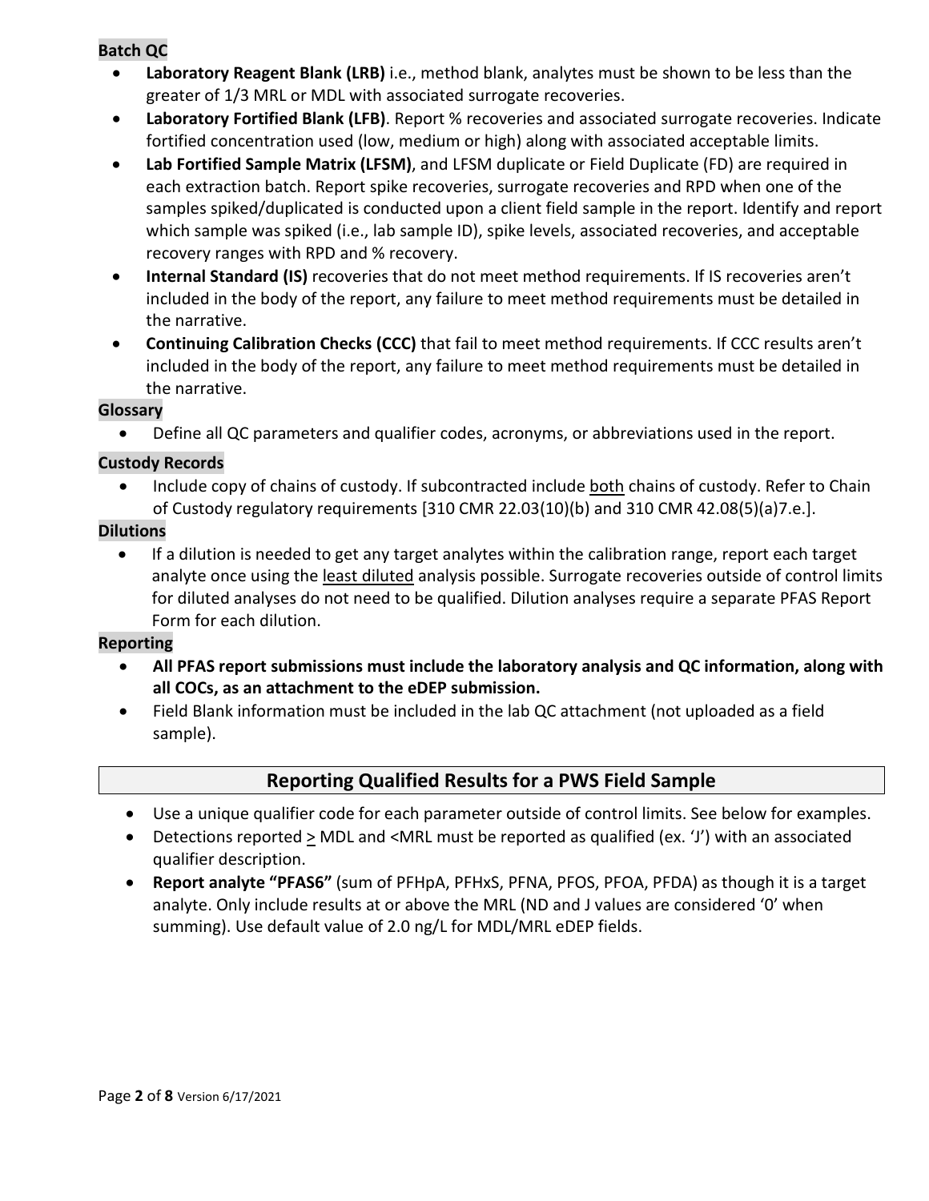**Batch QC**

- **Laboratory Reagent Blank (LRB)** i.e., method blank, analytes must be shown to be less than the greater of 1/3 MRL or MDL with associated surrogate recoveries.
- **Laboratory Fortified Blank (LFB)**. Report % recoveries and associated surrogate recoveries. Indicate fortified concentration used (low, medium or high) along with associated acceptable limits.
- **Lab Fortified Sample Matrix (LFSM)**, and LFSM duplicate or Field Duplicate (FD) are required in each extraction batch. Report spike recoveries, surrogate recoveries and RPD when one of the samples spiked/duplicated is conducted upon a client field sample in the report. Identify and report which sample was spiked (i.e., lab sample ID), spike levels, associated recoveries, and acceptable recovery ranges with RPD and % recovery.
- **Internal Standard (IS)** recoveries that do not meet method requirements. If IS recoveries aren't included in the body of the report, any failure to meet method requirements must be detailed in the narrative.
- **Continuing Calibration Checks (CCC)** that fail to meet method requirements. If CCC results aren't included in the body of the report, any failure to meet method requirements must be detailed in the narrative.

**Glossary**

- Define all QC parameters and qualifier codes, acronyms, or abbreviations used in the report.

**Custody Records**

- Include copy of chains of custody. If subcontracted include both chains of custody. Refer to Chain of Custody regulatory requirements [310 CMR 22.03(10)(b) and 310 CMR 42.08(5)(a)7.e.].

**Dilutions**

- If a dilution is needed to get any target analytes within the calibration range, report each target analyte once using the least diluted analysis possible. Surrogate recoveries outside of control limits for diluted analyses do not need to be qualified. Dilution analyses require a separate PFAS Report Form for each dilution.

**Reporting**

- **All PFAS report submissions must include the laboratory analysis and QC information, along with all COCs, as an attachment to the eDEP submission.**
- Field Blank information must be included in the lab QC attachment (not uploaded as a field sample).

## Reporting Qualified Results for a PWS Field Sample

- Use a unique qualifier code for each parameter outside of control limits. See below for examples.
- Detections reported ≥ MDL and <MRL must be reported as qualified (ex. 'J') with an associated qualifier description.
- **Report analyte "PFAS6"** (sum of PFHpA, PFHxS, PFNA, PFOS, PFOA, PFDA) as though it is a target analyte. Only include results at or above the MRL (ND and J values are considered '0' when summing). Use default value of 2.0 ng/L for MDL/MRL eDEP fields.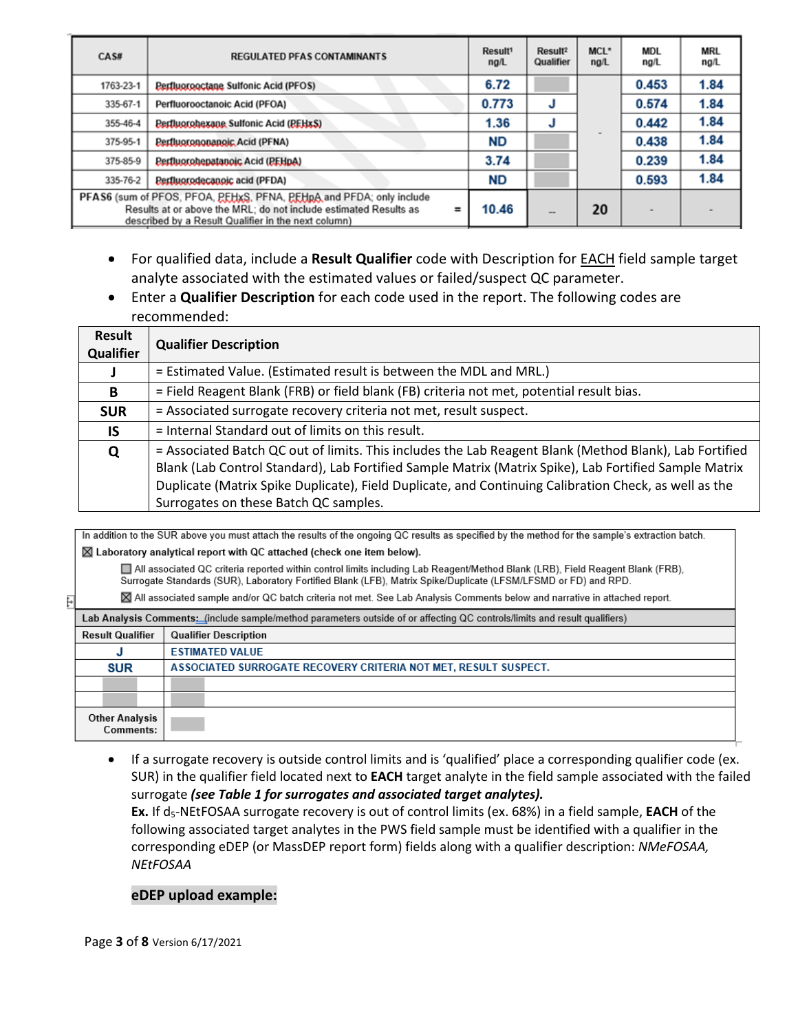| CAS# | REGULATED PFAS CONTAMINANTS | Result[1] ng/L | Result[2] Qualifier | MCL* ng/L | MDL ng/L | MRL ng/L |
|---|---|---|---|---|---|---|
| 1763-23-1 | Perfluorooctane Sulfonic Acid (PFOS) | 6.72 | | - | 0.453 | 1.84 |
| 335-67-1 | Perfluorooctanoic Acid (PFOA) | 0.773 | J | | 0.574 | 1.84 |
| 355-46-4 | Perfluorohexane Sulfonic Acid (PFHxS) | 1.36 | J | | 0.442 | 1.84 |
| 375-95-1 | Perfluorononanoic Acid (PFNA) | ND | | | 0.438 | 1.84 |
| 375-85-9 | Perfluoroheptanoic Acid (PFHpA) | 3.74 | | | 0.239 | 1.84 |
| 335-76-2 | Perfluorodecanoic acid (PFDA) | ND | | | 0.593 | 1.84 |
| PFAS6 (sum of PFOS, PFOA, PFHxS, PFNA, PFHpA and PFDA; only include Results at or above the MRL; do not include estimated Results as described by a Result Qualifier in the next column) | = | 10.46 | -- | 20 | - | - |

- For qualified data, include a **Result Qualifier** code with Description for EACH field sample target analyte associated with the estimated values or failed/suspect QC parameter.
- Enter a **Qualifier Description** for each code used in the report. The following codes are recommended:

| Result Qualifier | Qualifier Description |
|---|---|
| **J** | = Estimated Value. (Estimated result is between the MDL and MRL.) |
| **B** | = Field Reagent Blank (FRB) or field blank (FB) criteria not met, potential result bias. |
| **SUR** | = Associated surrogate recovery criteria not met, result suspect. |
| **IS** | = Internal Standard out of limits on this result. |
| **Q** | = Associated Batch QC out of limits. This includes the Lab Reagent Blank (Method Blank), Lab Fortified Blank (Lab Control Standard), Lab Fortified Sample Matrix (Matrix Spike), Lab Fortified Sample Matrix Duplicate (Matrix Spike Duplicate), Field Duplicate, and Continuing Calibration Check, as well as the Surrogates on these Batch QC samples. |

In addition to the SUR above you must attach the results of the ongoing QC results as specified by the method for the sample's extraction batch.

☒ **Laboratory analytical report with QC attached (check one item below).**

☐ All associated QC criteria reported within control limits including Lab Reagent/Method Blank (LRB), Field Reagent Blank (FRB), Surrogate Standards (SUR), Laboratory Fortified Blank (LFB), Matrix Spike/Duplicate (LFSM/LFSMD or FD) and RPD.

☒ All associated sample and/or QC batch criteria not met. See Lab Analysis Comments below and narrative in attached report.

**Lab Analysis Comments:** (include sample/method parameters outside of or affecting QC controls/limits and result qualifiers)

| Result Qualifier | Qualifier Description |
|---|---|
| J | ESTIMATED VALUE |
| SUR | ASSOCIATED SURROGATE RECOVERY CRITERIA NOT MET, RESULT SUSPECT. |
| | |
| | |
| Other Analysis Comments: | |

- If a surrogate recovery is outside control limits and is 'qualified' place a corresponding qualifier code (ex. SUR) in the qualifier field located next to **EACH** target analyte in the field sample associated with the failed surrogate ***(see Table 1 for surrogates and associated target analytes).***
  **Ex.** If $d_5$-NEtFOSAA surrogate recovery is out of control limits (ex. 68%) in a field sample, **EACH** of the following associated target analytes in the PWS field sample must be identified with a qualifier in the corresponding eDEP (or MassDEP report form) fields along with a qualifier description: *NMeFOSAA, NEtFOSAA*

  **eDEP upload example:**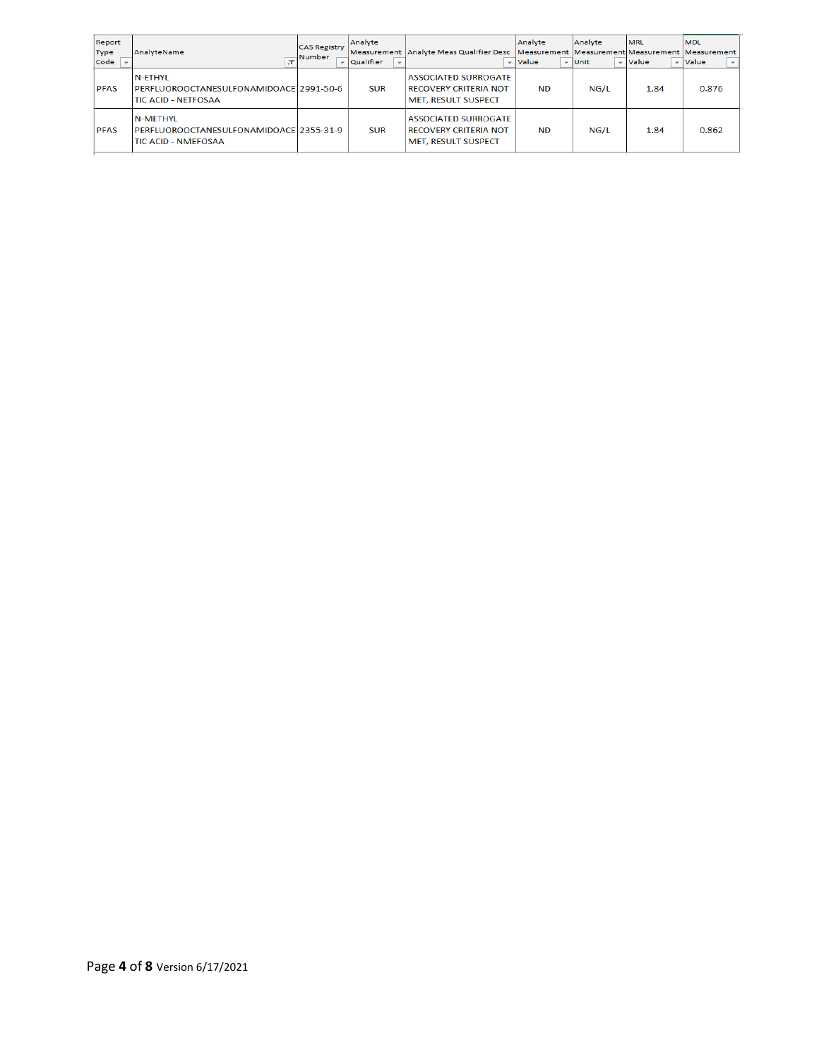| Report Type Code | AnalyteName | CAS Registry Number | Analyte Measurement Qualifier | Analyte Meas Qualifier Desc | Analyte Measurement Value | Analyte Measurement Unit | MRL Measurement Value | MDL Measurement Value |
|---|---|---|---|---|---|---|---|---|
| PFAS | N-ETHYL PERFLUOROOCTANESULFONAMIDOACETIC ACID - NETFOSAA | 2991-50-6 | SUR | ASSOCIATED SURROGATE RECOVERY CRITERIA NOT MET, RESULT SUSPECT | ND | NG/L | 1.84 | 0.876 |
| PFAS | N-METHYL PERFLUOROOCTANESULFONAMIDOACETIC ACID - NMEFOSAA | 2355-31-9 | SUR | ASSOCIATED SURROGATE RECOVERY CRITERIA NOT MET, RESULT SUSPECT | ND | NG/L | 1.84 | 0.862 |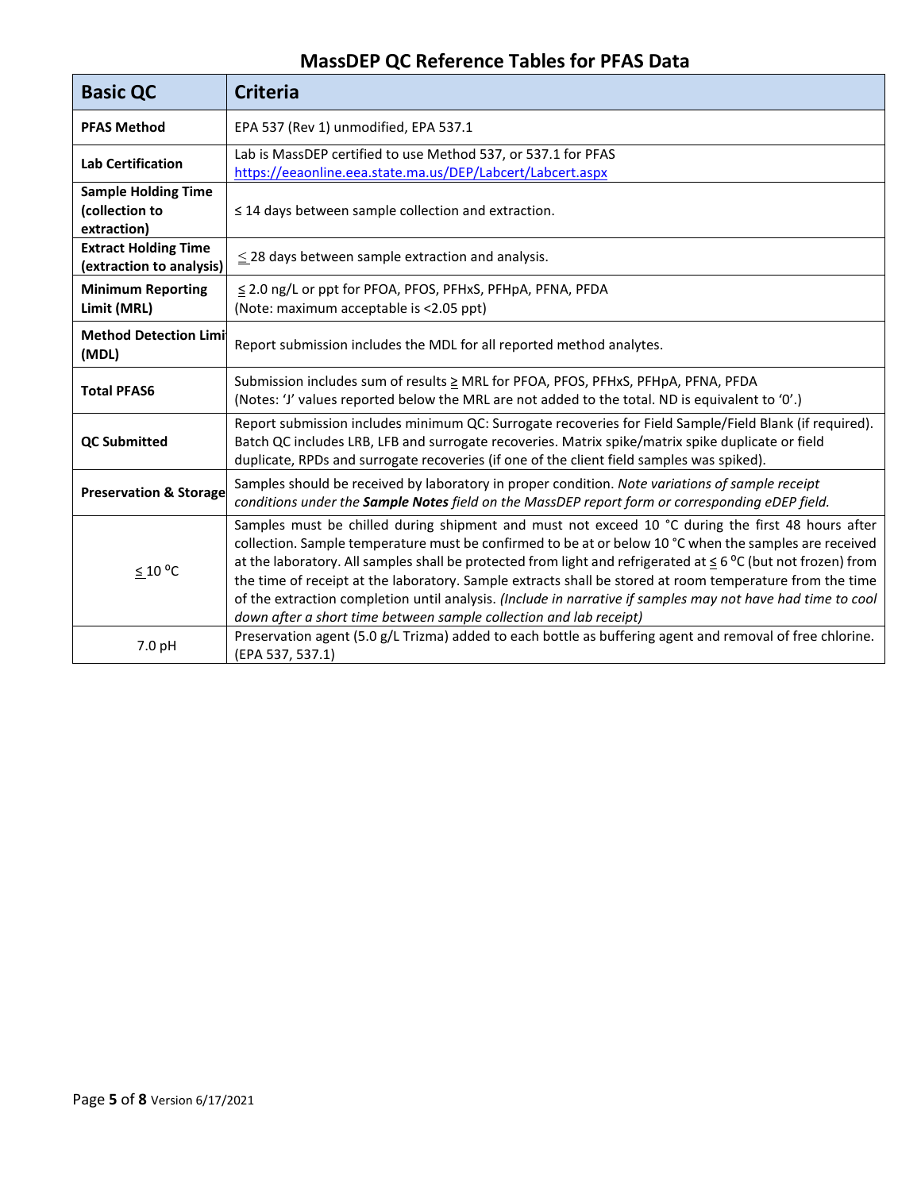## MassDEP QC Reference Tables for PFAS Data

| Basic QC | Criteria |
|---|---|
| **PFAS Method** | EPA 537 (Rev 1) unmodified, EPA 537.1 |
| **Lab Certification** | Lab is MassDEP certified to use Method 537, or 537.1 for PFAS<br>https://eeaonline.eea.state.ma.us/DEP/Labcert/Labcert.aspx |
| **Sample Holding Time (collection to extraction)** | ≤ 14 days between sample collection and extraction. |
| **Extract Holding Time (extraction to analysis)** | ≤ 28 days between sample extraction and analysis. |
| **Minimum Reporting Limit (MRL)** | ≤ 2.0 ng/L or ppt for PFOA, PFOS, PFHxS, PFHpA, PFNA, PFDA<br>(Note: maximum acceptable is <2.05 ppt) |
| **Method Detection Limit (MDL)** | Report submission includes the MDL for all reported method analytes. |
| **Total PFAS6** | Submission includes sum of results ≥ MRL for PFOA, PFOS, PFHxS, PFHpA, PFNA, PFDA<br>(Notes: 'J' values reported below the MRL are not added to the total. ND is equivalent to '0'.) |
| **QC Submitted** | Report submission includes minimum QC: Surrogate recoveries for Field Sample/Field Blank (if required). Batch QC includes LRB, LFB and surrogate recoveries. Matrix spike/matrix spike duplicate or field duplicate, RPDs and surrogate recoveries (if one of the client field samples was spiked). |
| **Preservation & Storage** | Samples should be received by laboratory in proper condition. *Note variations of sample receipt conditions under the **Sample Notes** field on the MassDEP report form or corresponding eDEP field.* |
| ≤ 10 °C | Samples must be chilled during shipment and must not exceed 10 °C during the first 48 hours after collection. Sample temperature must be confirmed to be at or below 10 °C when the samples are received at the laboratory. All samples shall be protected from light and refrigerated at ≤ 6 °C (but not frozen) from the time of receipt at the laboratory. Sample extracts shall be stored at room temperature from the time of the extraction completion until analysis. *(Include in narrative if samples may not have had time to cool down after a short time between sample collection and lab receipt)* |
| 7.0 pH | Preservation agent (5.0 g/L Trizma) added to each bottle as buffering agent and removal of free chlorine. (EPA 537, 537.1) |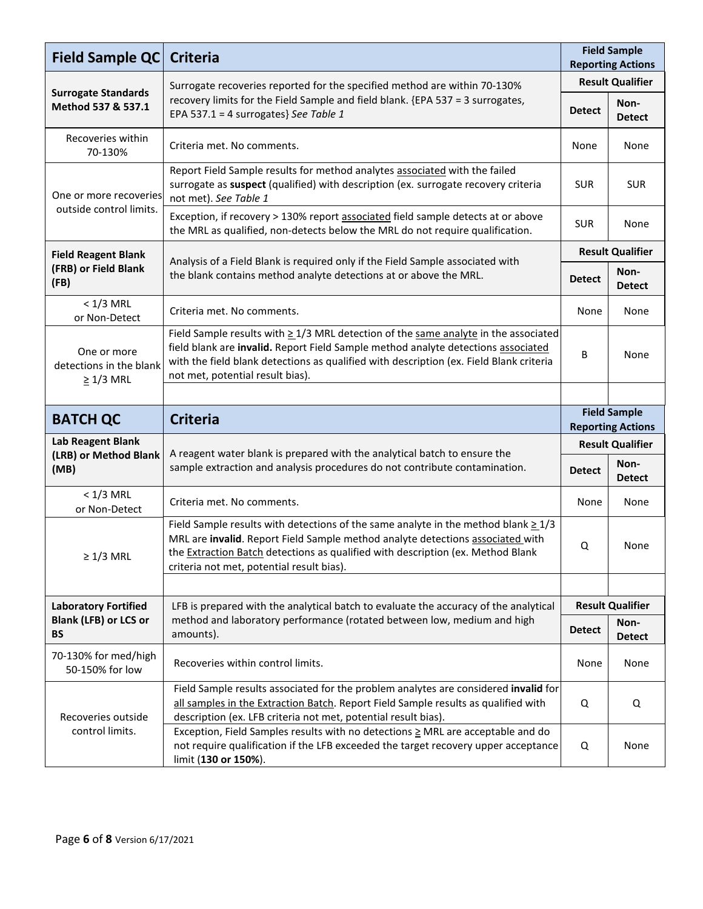| Field Sample QC | Criteria | Field Sample Reporting Actions | |
|---|---|---|---|
| **Surrogate Standards Method 537 & 537.1** | Surrogate recoveries reported for the specified method are within 70-130% recovery limits for the Field Sample and field blank. {EPA 537 = 3 surrogates, EPA 537.1 = 4 surrogates} *See Table 1* | **Result Qualifier** | |
| | | **Detect** | **Non-Detect** |
| Recoveries within 70-130% | Criteria met. No comments. | None | None |
| One or more recoveries outside control limits. | Report Field Sample results for method analytes associated with the failed surrogate as **suspect** (qualified) with description (ex. surrogate recovery criteria not met). *See Table 1* | SUR | SUR |
| | Exception, if recovery > 130% report associated field sample detects at or above the MRL as qualified, non-detects below the MRL do not require qualification. | SUR | None |
| **Field Reagent Blank (FRB) or Field Blank (FB)** | Analysis of a Field Blank is required only if the Field Sample associated with the blank contains method analyte detections at or above the MRL. | **Result Qualifier** | |
| | | **Detect** | **Non-Detect** |
| < 1/3 MRL or Non-Detect | Criteria met. No comments. | None | None |
| One or more detections in the blank ≥ 1/3 MRL | Field Sample results with ≥ 1/3 MRL detection of the same analyte in the associated field blank are **invalid.** Report Field Sample method analyte detections associated with the field blank detections as qualified with description (ex. Field Blank criteria not met, potential result bias). | B | None |

| BATCH QC | Criteria | Field Sample Reporting Actions | |
|---|---|---|---|
| **Lab Reagent Blank (LRB) or Method Blank (MB)** | A reagent water blank is prepared with the analytical batch to ensure the sample extraction and analysis procedures do not contribute contamination. | **Result Qualifier** | |
| | | **Detect** | **Non-Detect** |
| < 1/3 MRL or Non-Detect | Criteria met. No comments. | None | None |
| ≥ 1/3 MRL | Field Sample results with detections of the same analyte in the method blank ≥ 1/3 MRL are **invalid**. Report Field Sample method analyte detections associated with the Extraction Batch detections as qualified with description (ex. Method Blank criteria not met, potential result bias). | Q | None |
| **Laboratory Fortified Blank (LFB) or LCS or BS** | LFB is prepared with the analytical batch to evaluate the accuracy of the analytical method and laboratory performance (rotated between low, medium and high amounts). | **Result Qualifier** | |
| | | **Detect** | **Non-Detect** |
| 70-130% for med/high 50-150% for low | Recoveries within control limits. | None | None |
| Recoveries outside control limits. | Field Sample results associated for the problem analytes are considered **invalid** for all samples in the Extraction Batch. Report Field Sample results as qualified with description (ex. LFB criteria not met, potential result bias). | Q | Q |
| | Exception, Field Samples results with no detections ≥ MRL are acceptable and do not require qualification if the LFB exceeded the target recovery upper acceptance limit (**130 or 150%**). | Q | None |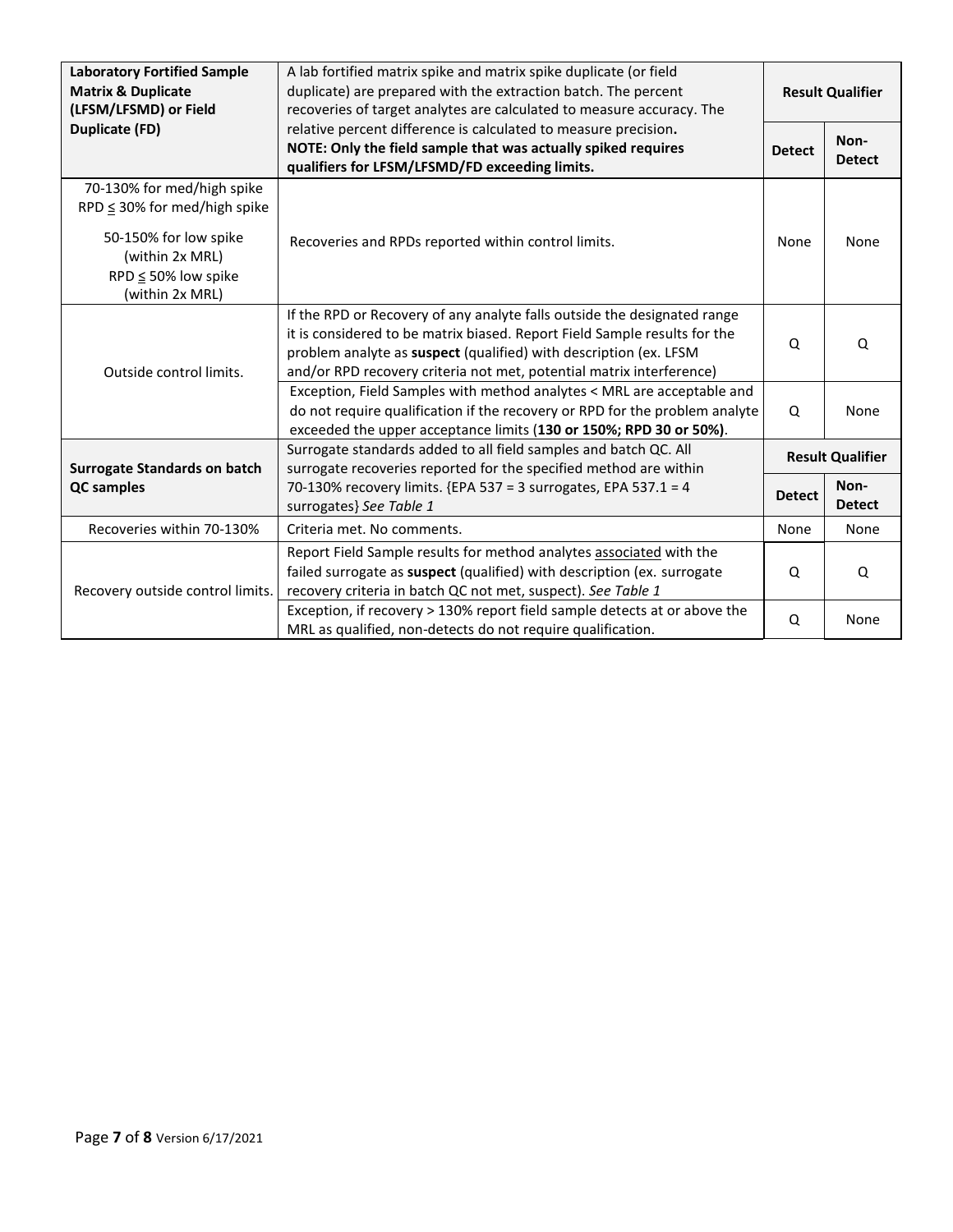| **Laboratory Fortified Sample Matrix & Duplicate (LFSM/LFSMD) or Field Duplicate (FD)** | A lab fortified matrix spike and matrix spike duplicate (or field duplicate) are prepared with the extraction batch. The percent recoveries of target analytes are calculated to measure accuracy. The relative percent difference is calculated to measure precision. **NOTE: Only the field sample that was actually spiked requires qualifiers for LFSM/LFSMD/FD exceeding limits.** | **Result Qualifier** | |
|---|---|---|---|
| | | **Detect** | **Non-Detect** |
| 70-130% for med/high spike<br>RPD ≤ 30% for med/high spike<br><br>50-150% for low spike (within 2x MRL)<br>RPD ≤ 50% low spike (within 2x MRL) | Recoveries and RPDs reported within control limits. | None | None |
| Outside control limits. | If the RPD or Recovery of any analyte falls outside the designated range it is considered to be matrix biased. Report Field Sample results for the problem analyte as **suspect** (qualified) with description (ex. LFSM and/or RPD recovery criteria not met, potential matrix interference) | Q | Q |
| | Exception, Field Samples with method analytes < MRL are acceptable and do not require qualification if the recovery or RPD for the problem analyte exceeded the upper acceptance limits (**130 or 150%; RPD 30 or 50%)**. | Q | None |
| **Surrogate Standards on batch QC samples** | Surrogate standards added to all field samples and batch QC. All surrogate recoveries reported for the specified method are within 70-130% recovery limits. {EPA 537 = 3 surrogates, EPA 537.1 = 4 surrogates} *See Table 1* | **Result Qualifier** | |
| | | **Detect** | **Non-Detect** |
| Recoveries within 70-130% | Criteria met. No comments. | None | None |
| Recovery outside control limits. | Report Field Sample results for method analytes associated with the failed surrogate as **suspect** (qualified) with description (ex. surrogate recovery criteria in batch QC not met, suspect). *See Table 1* | Q | Q |
| | Exception, if recovery > 130% report field sample detects at or above the MRL as qualified, non-detects do not require qualification. | Q | None |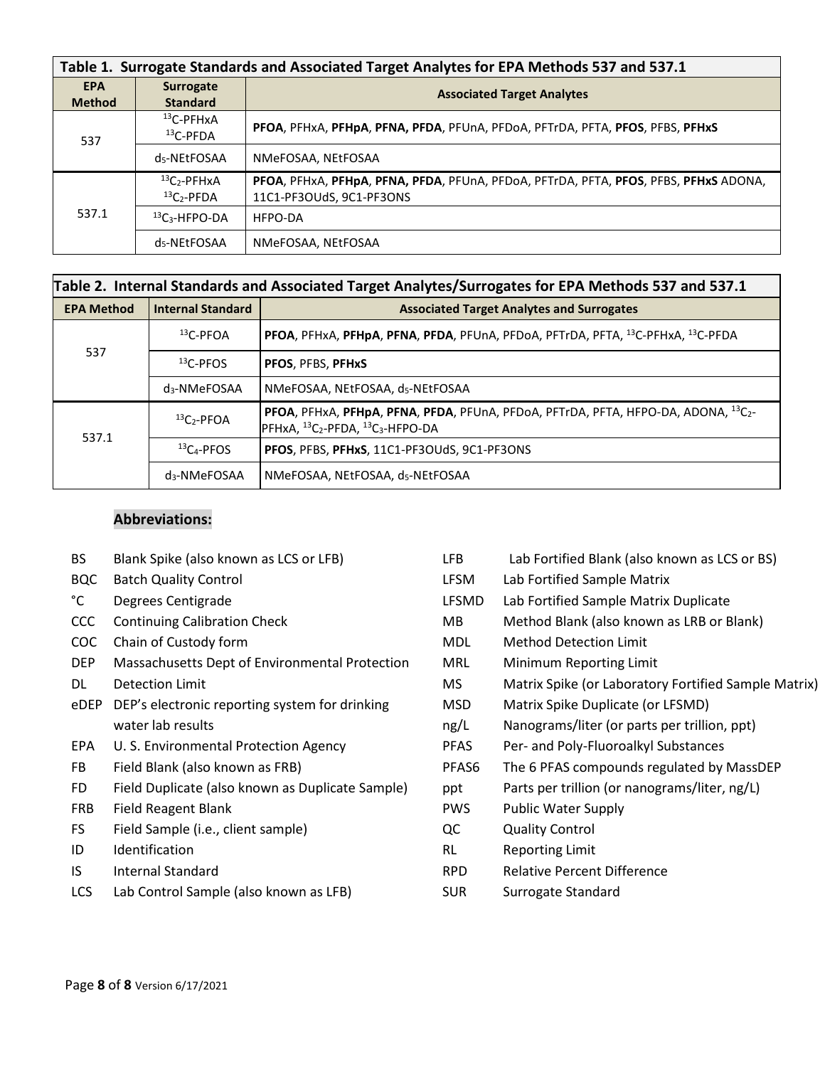**Table 1. Surrogate Standards and Associated Target Analytes for EPA Methods 537 and 537.1**

| EPA Method | Surrogate Standard | Associated Target Analytes |
|---|---|---|
| 537 | $^{13}$C-PFHxA $^{13}$C-PFDA | **PFOA**, PFHxA, **PFHpA**, **PFNA, PFDA**, PFUnA, PFDoA, PFTrDA, PFTA, **PFOS**, PFBS, **PFHxS** |
| | $d_5$-NEtFOSAA | NMeFOSAA, NEtFOSAA |
| 537.1 | $^{13}C_2$-PFHxA $^{13}C_2$-PFDA | **PFOA**, PFHxA, **PFHpA**, **PFNA, PFDA**, PFUnA, PFDoA, PFTrDA, PFTA, **PFOS**, PFBS, **PFHxS** ADONA, 11C1-PF3OUdS, 9C1-PF3ONS |
| | $^{13}C_3$-HFPO-DA | HFPO-DA |
| | $d_5$-NEtFOSAA | NMeFOSAA, NEtFOSAA |

**Table 2. Internal Standards and Associated Target Analytes/Surrogates for EPA Methods 537 and 537.1**

| EPA Method | Internal Standard | Associated Target Analytes and Surrogates |
|---|---|---|
| 537 | $^{13}$C-PFOA | **PFOA**, PFHxA, **PFHpA**, **PFNA**, **PFDA**, PFUnA, PFDoA, PFTrDA, PFTA, $^{13}$C-PFHxA, $^{13}$C-PFDA |
| | $^{13}$C-PFOS | **PFOS**, PFBS, **PFHxS** |
| | $d_3$-NMeFOSAA | NMeFOSAA, NEtFOSAA, $d_5$-NEtFOSAA |
| 537.1 | $^{13}C_2$-PFOA | **PFOA**, PFHxA, **PFHpA**, **PFNA**, **PFDA**, PFUnA, PFDoA, PFTrDA, PFTA, HFPO-DA, ADONA, $^{13}C_2$-PFHxA, $^{13}C_2$-PFDA, $^{13}C_3$-HFPO-DA |
| | $^{13}C_4$-PFOS | **PFOS**, PFBS, **PFHxS**, 11C1-PF3OUdS, 9C1-PF3ONS |
| | $d_3$-NMeFOSAA | NMeFOSAA, NEtFOSAA, $d_5$-NEtFOSAA |

## Abbreviations:

- BS — Blank Spike (also known as LCS or LFB)
- BQC — Batch Quality Control
- °C — Degrees Centigrade
- CCC — Continuing Calibration Check
- COC — Chain of Custody form
- DEP — Massachusetts Dept of Environmental Protection
- DL — Detection Limit
- eDEP — DEP's electronic reporting system for drinking water lab results
- EPA — U. S. Environmental Protection Agency
- FB — Field Blank (also known as FRB)
- FD — Field Duplicate (also known as Duplicate Sample)
- FRB — Field Reagent Blank
- FS — Field Sample (i.e., client sample)
- ID — Identification
- IS — Internal Standard
- LCS — Lab Control Sample (also known as LFB)
- LFB — Lab Fortified Blank (also known as LCS or BS)
- LFSM — Lab Fortified Sample Matrix
- LFSMD — Lab Fortified Sample Matrix Duplicate
- MB — Method Blank (also known as LRB or Blank)
- MDL — Method Detection Limit
- MRL — Minimum Reporting Limit
- MS — Matrix Spike (or Laboratory Fortified Sample Matrix)
- MSD — Matrix Spike Duplicate (or LFSMD)
- ng/L — Nanograms/liter (or parts per trillion, ppt)
- PFAS — Per- and Poly-Fluoroalkyl Substances
- PFAS6 — The 6 PFAS compounds regulated by MassDEP
- ppt — Parts per trillion (or nanograms/liter, ng/L)
- PWS — Public Water Supply
- QC — Quality Control
- RL — Reporting Limit
- RPD — Relative Percent Difference
- SUR — Surrogate Standard